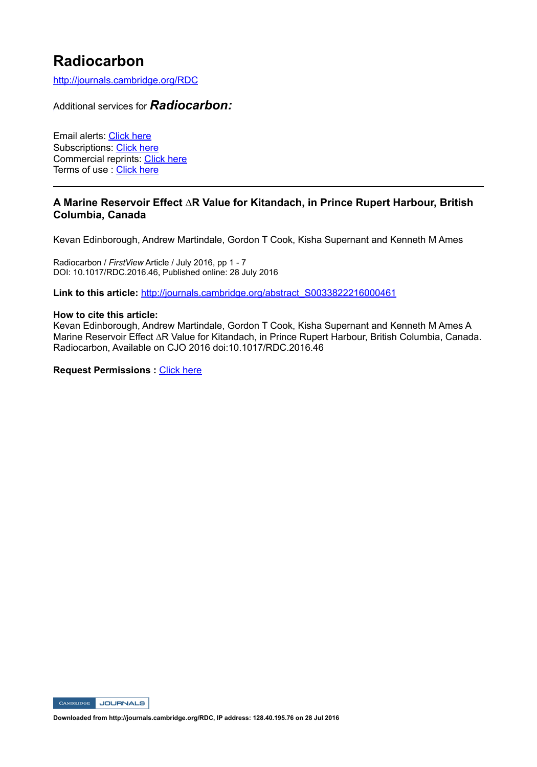# Radiocarbon

http://journals.cambridge.org/RDC

Additional services for ***Radiocarbon:***

Email alerts: Click here
Subscriptions: Click here
Commercial reprints: Click here
Terms of use : Click here

---

**A Marine Reservoir Effect ∆R Value for Kitandach, in Prince Rupert Harbour, British Columbia, Canada**

Kevan Edinborough, Andrew Martindale, Gordon T Cook, Kisha Supernant and Kenneth M Ames

Radiocarbon / *FirstView* Article / July 2016, pp 1 - 7
DOI: 10.1017/RDC.2016.46, Published online: 28 July 2016

**Link to this article:** http://journals.cambridge.org/abstract_S0033822216000461

**How to cite this article:**
Kevan Edinborough, Andrew Martindale, Gordon T Cook, Kisha Supernant and Kenneth M Ames A Marine Reservoir Effect ∆R Value for Kitandach, in Prince Rupert Harbour, British Columbia, Canada. Radiocarbon, Available on CJO 2016 doi:10.1017/RDC.2016.46

**Request Permissions :** Click here

Downloaded from http://journals.cambridge.org/RDC, IP address: 128.40.195.76 on 28 Jul 2016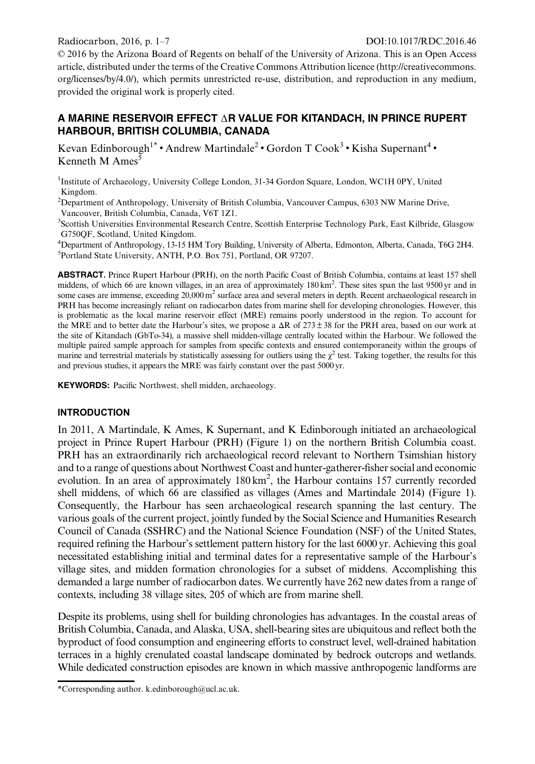© 2016 by the Arizona Board of Regents on behalf of the University of Arizona. This is an Open Access article, distributed under the terms of the Creative Commons Attribution licence (http://creativecommons.org/licenses/by/4.0/), which permits unrestricted re-use, distribution, and reproduction in any medium, provided the original work is properly cited.

# A MARINE RESERVOIR EFFECT ∆R VALUE FOR KITANDACH, IN PRINCE RUPERT HARBOUR, BRITISH COLUMBIA, CANADA

Kevan Edinborough[1*] • Andrew Martindale[2] • Gordon T Cook[3] • Kisha Supernant[4] • Kenneth M Ames[5]

[1]Institute of Archaeology, University College London, 31-34 Gordon Square, London, WC1H 0PY, United Kingdom.
[2]Department of Anthropology, University of British Columbia, Vancouver Campus, 6303 NW Marine Drive, Vancouver, British Columbia, Canada, V6T 1Z1.
[3]Scottish Universities Environmental Research Centre, Scottish Enterprise Technology Park, East Kilbride, Glasgow G750QF, Scotland, United Kingdom.
[4]Department of Anthropology, 13-15 HM Tory Building, University of Alberta, Edmonton, Alberta, Canada, T6G 2H4.
[5]Portland State University, ANTH, P.O. Box 751, Portland, OR 97207.

**ABSTRACT.** Prince Rupert Harbour (PRH), on the north Pacific Coast of British Columbia, contains at least 157 shell middens, of which 66 are known villages, in an area of approximately 180 km$^2$. These sites span the last 9500 yr and in some cases are immense, exceeding 20,000 m$^2$ surface area and several meters in depth. Recent archaeological research in PRH has become increasingly reliant on radiocarbon dates from marine shell for developing chronologies. However, this is problematic as the local marine reservoir effect (MRE) remains poorly understood in the region. To account for the MRE and to better date the Harbour's sites, we propose a ΔR of 273 ± 38 for the PRH area, based on our work at the site of Kitandach (GbTo-34), a massive shell midden-village centrally located within the Harbour. We followed the multiple paired sample approach for samples from specific contexts and ensured contemporaneity within the groups of marine and terrestrial materials by statistically assessing for outliers using the $\chi^2$ test. Taking together, the results for this and previous studies, it appears the MRE was fairly constant over the past 5000 yr.

**KEYWORDS:** Pacific Northwest, shell midden, archaeology.

## INTRODUCTION

In 2011, A Martindale, K Ames, K Supernant, and K Edinborough initiated an archaeological project in Prince Rupert Harbour (PRH) (Figure 1) on the northern British Columbia coast. PRH has an extraordinarily rich archaeological record relevant to Northern Tsimshian history and to a range of questions about Northwest Coast and hunter-gatherer-fisher social and economic evolution. In an area of approximately 180 km$^2$, the Harbour contains 157 currently recorded shell middens, of which 66 are classified as villages (Ames and Martindale 2014) (Figure 1). Consequently, the Harbour has seen archaeological research spanning the last century. The various goals of the current project, jointly funded by the Social Science and Humanities Research Council of Canada (SSHRC) and the National Science Foundation (NSF) of the United States, required refining the Harbour's settlement pattern history for the last 6000 yr. Achieving this goal necessitated establishing initial and terminal dates for a representative sample of the Harbour's village sites, and midden formation chronologies for a subset of middens. Accomplishing this demanded a large number of radiocarbon dates. We currently have 262 new dates from a range of contexts, including 38 village sites, 205 of which are from marine shell.

Despite its problems, using shell for building chronologies has advantages. In the coastal areas of British Columbia, Canada, and Alaska, USA, shell-bearing sites are ubiquitous and reflect both the byproduct of food consumption and engineering efforts to construct level, well-drained habitation terraces in a highly crenulated coastal landscape dominated by bedrock outcrops and wetlands. While dedicated construction episodes are known in which massive anthropogenic landforms are

*Corresponding author. k.edinborough@ucl.ac.uk.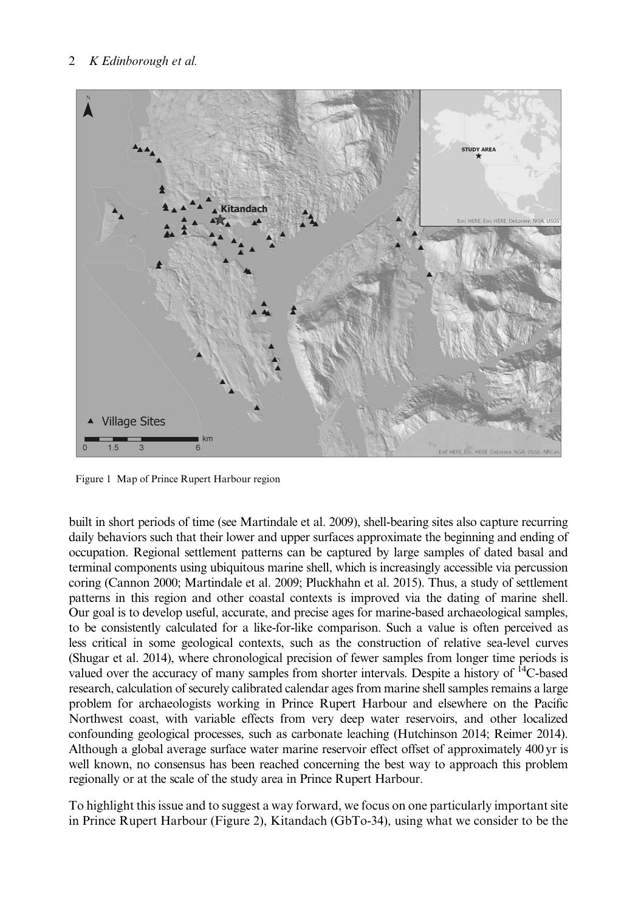Figure 1 Map of Prince Rupert Harbour region

built in short periods of time (see Martindale et al. 2009), shell-bearing sites also capture recurring daily behaviors such that their lower and upper surfaces approximate the beginning and ending of occupation. Regional settlement patterns can be captured by large samples of dated basal and terminal components using ubiquitous marine shell, which is increasingly accessible via percussion coring (Cannon 2000; Martindale et al. 2009; Pluckhahn et al. 2015). Thus, a study of settlement patterns in this region and other coastal contexts is improved via the dating of marine shell. Our goal is to develop useful, accurate, and precise ages for marine-based archaeological samples, to be consistently calculated for a like-for-like comparison. Such a value is often perceived as less critical in some geological contexts, such as the construction of relative sea-level curves (Shugar et al. 2014), where chronological precision of fewer samples from longer time periods is valued over the accuracy of many samples from shorter intervals. Despite a history of $^{14}$C-based research, calculation of securely calibrated calendar ages from marine shell samples remains a large problem for archaeologists working in Prince Rupert Harbour and elsewhere on the Pacific Northwest coast, with variable effects from very deep water reservoirs, and other localized confounding geological processes, such as carbonate leaching (Hutchinson 2014; Reimer 2014). Although a global average surface water marine reservoir effect offset of approximately 400 yr is well known, no consensus has been reached concerning the best way to approach this problem regionally or at the scale of the study area in Prince Rupert Harbour.

To highlight this issue and to suggest a way forward, we focus on one particularly important site in Prince Rupert Harbour (Figure 2), Kitandach (GbTo-34), using what we consider to be the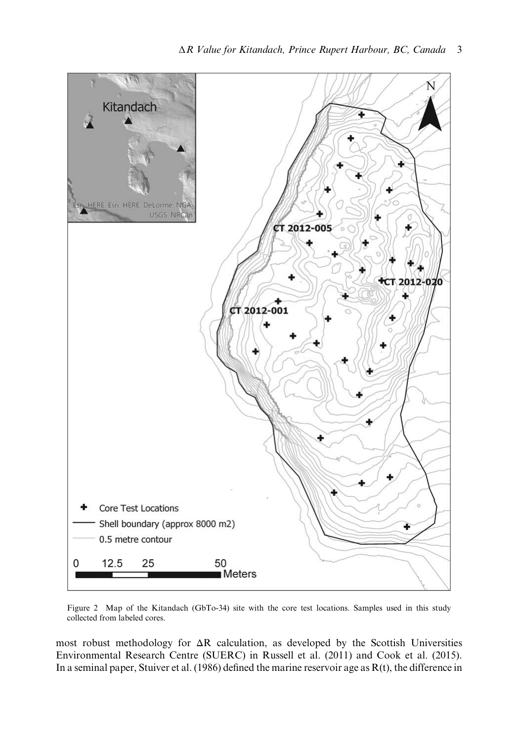Figure 2 Map of the Kitandach (GbTo-34) site with the core test locations. Samples used in this study collected from labeled cores.

most robust methodology for ΔR calculation, as developed by the Scottish Universities Environmental Research Centre (SUERC) in Russell et al. (2011) and Cook et al. (2015). In a seminal paper, Stuiver et al. (1986) defined the marine reservoir age as R(t), the difference in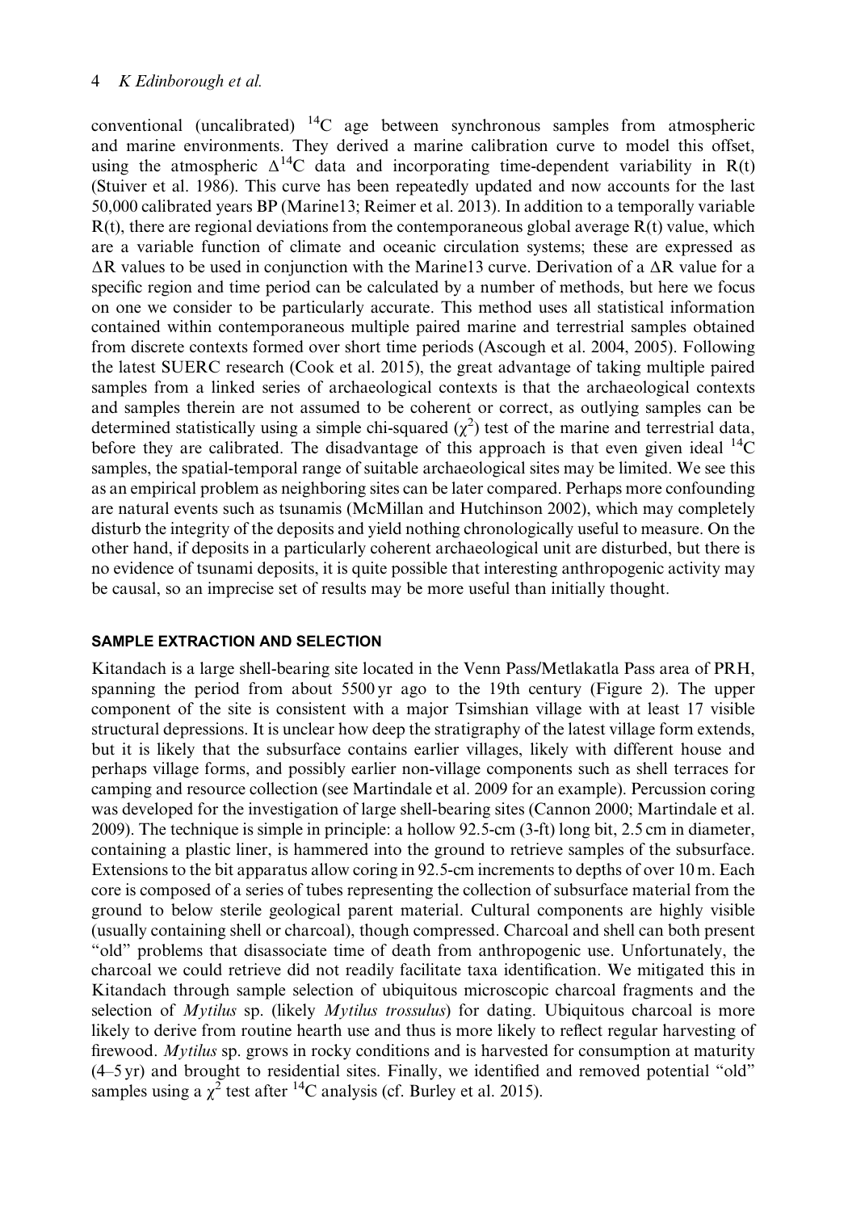conventional (uncalibrated) $^{14}C$ age between synchronous samples from atmospheric and marine environments. They derived a marine calibration curve to model this offset, using the atmospheric $\Delta^{14}C$ data and incorporating time-dependent variability in R(t) (Stuiver et al. 1986). This curve has been repeatedly updated and now accounts for the last 50,000 calibrated years BP (Marine13; Reimer et al. 2013). In addition to a temporally variable R(t), there are regional deviations from the contemporaneous global average R(t) value, which are a variable function of climate and oceanic circulation systems; these are expressed as $\Delta R$ values to be used in conjunction with the Marine13 curve. Derivation of a $\Delta R$ value for a specific region and time period can be calculated by a number of methods, but here we focus on one we consider to be particularly accurate. This method uses all statistical information contained within contemporaneous multiple paired marine and terrestrial samples obtained from discrete contexts formed over short time periods (Ascough et al. 2004, 2005). Following the latest SUERC research (Cook et al. 2015), the great advantage of taking multiple paired samples from a linked series of archaeological contexts is that the archaeological contexts and samples therein are not assumed to be coherent or correct, as outlying samples can be determined statistically using a simple chi-squared ($\chi^2$) test of the marine and terrestrial data, before they are calibrated. The disadvantage of this approach is that even given ideal $^{14}C$ samples, the spatial-temporal range of suitable archaeological sites may be limited. We see this as an empirical problem as neighboring sites can be later compared. Perhaps more confounding are natural events such as tsunamis (McMillan and Hutchinson 2002), which may completely disturb the integrity of the deposits and yield nothing chronologically useful to measure. On the other hand, if deposits in a particularly coherent archaeological unit are disturbed, but there is no evidence of tsunami deposits, it is quite possible that interesting anthropogenic activity may be causal, so an imprecise set of results may be more useful than initially thought.

## SAMPLE EXTRACTION AND SELECTION

Kitandach is a large shell-bearing site located in the Venn Pass/Metlakatla Pass area of PRH, spanning the period from about 5500 yr ago to the 19th century (Figure 2). The upper component of the site is consistent with a major Tsimshian village with at least 17 visible structural depressions. It is unclear how deep the stratigraphy of the latest village form extends, but it is likely that the subsurface contains earlier villages, likely with different house and perhaps village forms, and possibly earlier non-village components such as shell terraces for camping and resource collection (see Martindale et al. 2009 for an example). Percussion coring was developed for the investigation of large shell-bearing sites (Cannon 2000; Martindale et al. 2009). The technique is simple in principle: a hollow 92.5-cm (3-ft) long bit, 2.5 cm in diameter, containing a plastic liner, is hammered into the ground to retrieve samples of the subsurface. Extensions to the bit apparatus allow coring in 92.5-cm increments to depths of over 10 m. Each core is composed of a series of tubes representing the collection of subsurface material from the ground to below sterile geological parent material. Cultural components are highly visible (usually containing shell or charcoal), though compressed. Charcoal and shell can both present "old" problems that disassociate time of death from anthropogenic use. Unfortunately, the charcoal we could retrieve did not readily facilitate taxa identification. We mitigated this in Kitandach through sample selection of ubiquitous microscopic charcoal fragments and the selection of *Mytilus* sp. (likely *Mytilus trossulus*) for dating. Ubiquitous charcoal is more likely to derive from routine hearth use and thus is more likely to reflect regular harvesting of firewood. *Mytilus* sp. grows in rocky conditions and is harvested for consumption at maturity (4–5 yr) and brought to residential sites. Finally, we identified and removed potential "old" samples using a $\chi^2$ test after $^{14}C$ analysis (cf. Burley et al. 2015).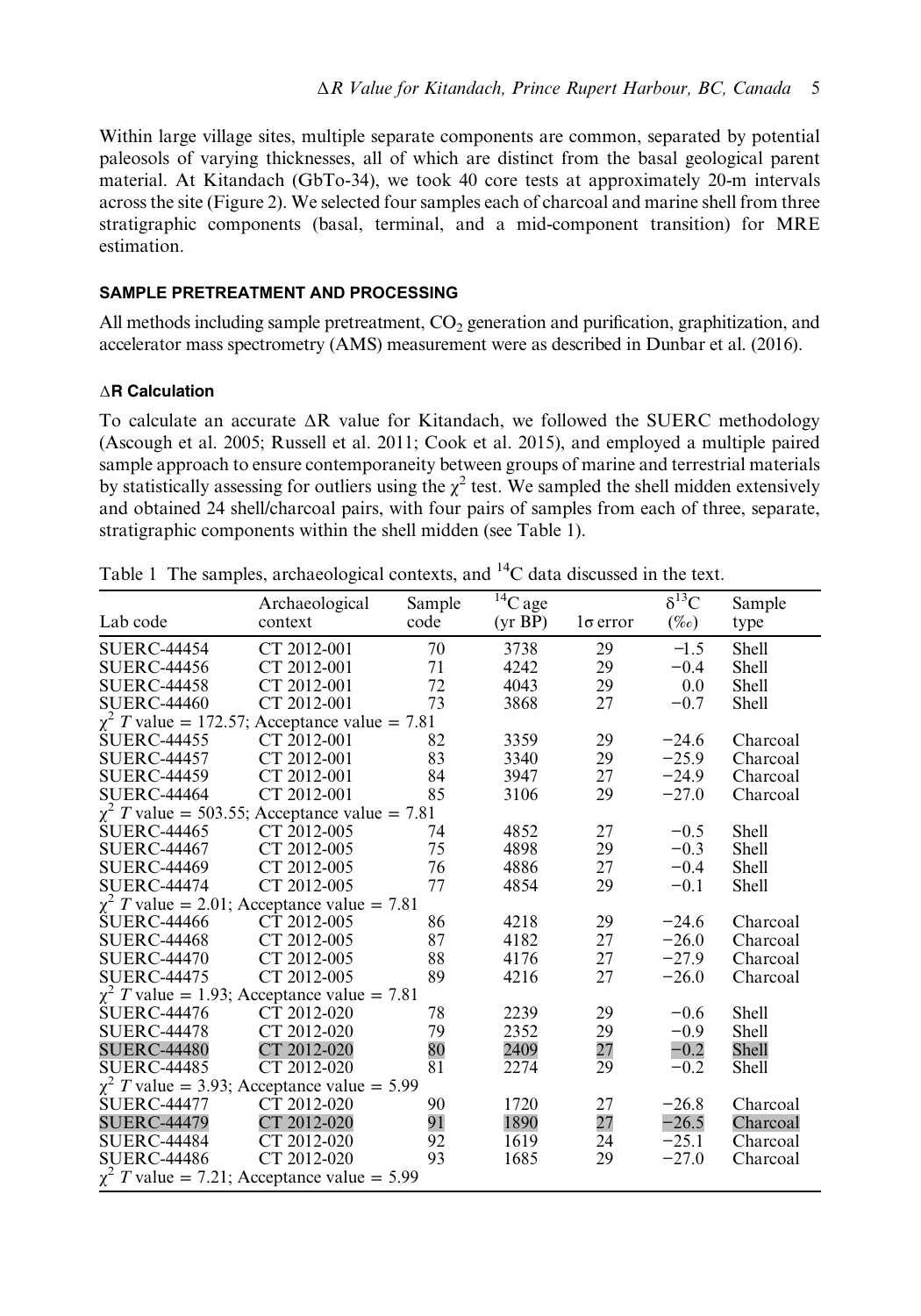Within large village sites, multiple separate components are common, separated by potential paleosols of varying thicknesses, all of which are distinct from the basal geological parent material. At Kitandach (GbTo-34), we took 40 core tests at approximately 20-m intervals across the site (Figure 2). We selected four samples each of charcoal and marine shell from three stratigraphic components (basal, terminal, and a mid-component transition) for MRE estimation.

## SAMPLE PRETREATMENT AND PROCESSING

All methods including sample pretreatment, $CO_2$ generation and purification, graphitization, and accelerator mass spectrometry (AMS) measurement were as described in Dunbar et al. (2016).

### ΔR Calculation

To calculate an accurate ΔR value for Kitandach, we followed the SUERC methodology (Ascough et al. 2005; Russell et al. 2011; Cook et al. 2015), and employed a multiple paired sample approach to ensure contemporaneity between groups of marine and terrestrial materials by statistically assessing for outliers using the $\chi^2$ test. We sampled the shell midden extensively and obtained 24 shell/charcoal pairs, with four pairs of samples from each of three, separate, stratigraphic components within the shell midden (see Table 1).

Table 1 The samples, archaeological contexts, and $^{14}C$ data discussed in the text.

| Lab code | Archaeological context | Sample code | $^{14}C$ age (yr BP) | 1σ error | $\delta^{13}C$ (‰) | Sample type |
|---|---|---|---|---|---|---|
| SUERC-44454 | CT 2012-001 | 70 | 3738 | 29 | −1.5 | Shell |
| SUERC-44456 | CT 2012-001 | 71 | 4242 | 29 | −0.4 | Shell |
| SUERC-44458 | CT 2012-001 | 72 | 4043 | 29 | 0.0 | Shell |
| SUERC-44460 | CT 2012-001 | 73 | 3868 | 27 | −0.7 | Shell |
| $\chi^2$ $T$ value = 172.57; Acceptance value = 7.81 | | | | | | |
| SUERC-44455 | CT 2012-001 | 82 | 3359 | 29 | −24.6 | Charcoal |
| SUERC-44457 | CT 2012-001 | 83 | 3340 | 29 | −25.9 | Charcoal |
| SUERC-44459 | CT 2012-001 | 84 | 3947 | 27 | −24.9 | Charcoal |
| SUERC-44464 | CT 2012-001 | 85 | 3106 | 29 | −27.0 | Charcoal |
| $\chi^2$ $T$ value = 503.55; Acceptance value = 7.81 | | | | | | |
| SUERC-44465 | CT 2012-005 | 74 | 4852 | 27 | −0.5 | Shell |
| SUERC-44467 | CT 2012-005 | 75 | 4898 | 29 | −0.3 | Shell |
| SUERC-44469 | CT 2012-005 | 76 | 4886 | 27 | −0.4 | Shell |
| SUERC-44474 | CT 2012-005 | 77 | 4854 | 29 | −0.1 | Shell |
| $\chi^2$ $T$ value = 2.01; Acceptance value = 7.81 | | | | | | |
| SUERC-44466 | CT 2012-005 | 86 | 4218 | 29 | −24.6 | Charcoal |
| SUERC-44468 | CT 2012-005 | 87 | 4182 | 27 | −26.0 | Charcoal |
| SUERC-44470 | CT 2012-005 | 88 | 4176 | 27 | −27.9 | Charcoal |
| SUERC-44475 | CT 2012-005 | 89 | 4216 | 27 | −26.0 | Charcoal |
| $\chi^2$ $T$ value = 1.93; Acceptance value = 7.81 | | | | | | |
| SUERC-44476 | CT 2012-020 | 78 | 2239 | 29 | −0.6 | Shell |
| SUERC-44478 | CT 2012-020 | 79 | 2352 | 29 | −0.9 | Shell |
| SUERC-44480 | CT 2012-020 | 80 | 2409 | 27 | −0.2 | Shell |
| SUERC-44485 | CT 2012-020 | 81 | 2274 | 29 | −0.2 | Shell |
| $\chi^2$ $T$ value = 3.93; Acceptance value = 5.99 | | | | | | |
| SUERC-44477 | CT 2012-020 | 90 | 1720 | 27 | −26.8 | Charcoal |
| SUERC-44479 | CT 2012-020 | 91 | 1890 | 27 | −26.5 | Charcoal |
| SUERC-44484 | CT 2012-020 | 92 | 1619 | 24 | −25.1 | Charcoal |
| SUERC-44486 | CT 2012-020 | 93 | 1685 | 29 | −27.0 | Charcoal |
| $\chi^2$ $T$ value = 7.21; Acceptance value = 5.99 | | | | | | |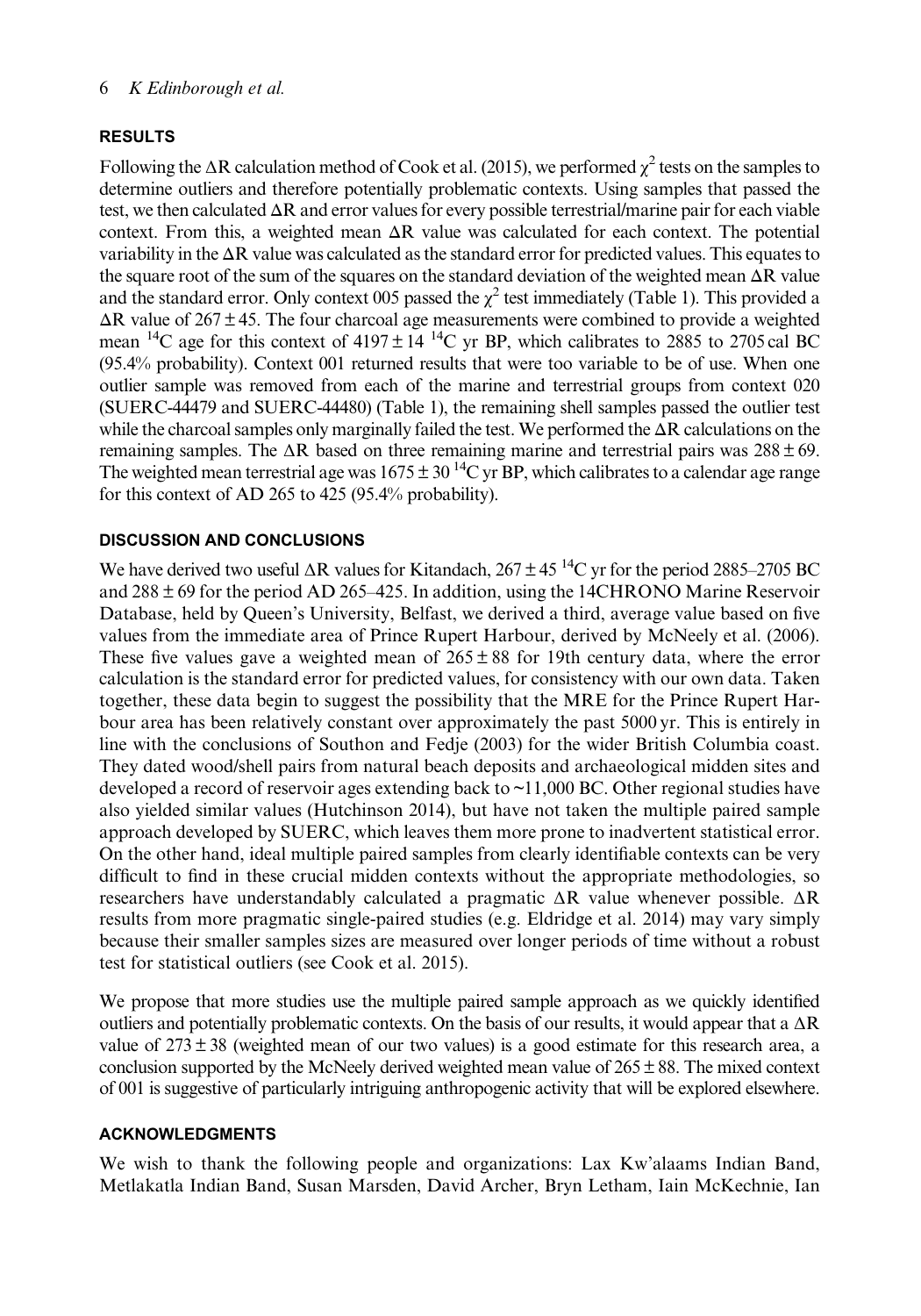## RESULTS

Following the ΔR calculation method of Cook et al. (2015), we performed $\chi^2$ tests on the samples to determine outliers and therefore potentially problematic contexts. Using samples that passed the test, we then calculated ΔR and error values for every possible terrestrial/marine pair for each viable context. From this, a weighted mean ΔR value was calculated for each context. The potential variability in the ΔR value was calculated as the standard error for predicted values. This equates to the square root of the sum of the squares on the standard deviation of the weighted mean ΔR value and the standard error. Only context 005 passed the $\chi^2$ test immediately (Table 1). This provided a ΔR value of 267 ± 45. The four charcoal age measurements were combined to provide a weighted mean $^{14}$C age for this context of 4197 ± 14 $^{14}$C yr BP, which calibrates to 2885 to 2705 cal BC (95.4% probability). Context 001 returned results that were too variable to be of use. When one outlier sample was removed from each of the marine and terrestrial groups from context 020 (SUERC-44479 and SUERC-44480) (Table 1), the remaining shell samples passed the outlier test while the charcoal samples only marginally failed the test. We performed the ΔR calculations on the remaining samples. The ΔR based on three remaining marine and terrestrial pairs was 288 ± 69. The weighted mean terrestrial age was 1675 ± 30 $^{14}$C yr BP, which calibrates to a calendar age range for this context of AD 265 to 425 (95.4% probability).

## DISCUSSION AND CONCLUSIONS

We have derived two useful ΔR values for Kitandach, 267 ± 45 $^{14}$C yr for the period 2885–2705 BC and 288 ± 69 for the period AD 265–425. In addition, using the 14CHRONO Marine Reservoir Database, held by Queen's University, Belfast, we derived a third, average value based on five values from the immediate area of Prince Rupert Harbour, derived by McNeely et al. (2006). These five values gave a weighted mean of 265 ± 88 for 19th century data, where the error calculation is the standard error for predicted values, for consistency with our own data. Taken together, these data begin to suggest the possibility that the MRE for the Prince Rupert Harbour area has been relatively constant over approximately the past 5000 yr. This is entirely in line with the conclusions of Southon and Fedje (2003) for the wider British Columbia coast. They dated wood/shell pairs from natural beach deposits and archaeological midden sites and developed a record of reservoir ages extending back to ~11,000 BC. Other regional studies have also yielded similar values (Hutchinson 2014), but have not taken the multiple paired sample approach developed by SUERC, which leaves them more prone to inadvertent statistical error. On the other hand, ideal multiple paired samples from clearly identifiable contexts can be very difficult to find in these crucial midden contexts without the appropriate methodologies, so researchers have understandably calculated a pragmatic ΔR value whenever possible. ΔR results from more pragmatic single-paired studies (e.g. Eldridge et al. 2014) may vary simply because their smaller samples sizes are measured over longer periods of time without a robust test for statistical outliers (see Cook et al. 2015).

We propose that more studies use the multiple paired sample approach as we quickly identified outliers and potentially problematic contexts. On the basis of our results, it would appear that a ΔR value of 273 ± 38 (weighted mean of our two values) is a good estimate for this research area, a conclusion supported by the McNeely derived weighted mean value of 265 ± 88. The mixed context of 001 is suggestive of particularly intriguing anthropogenic activity that will be explored elsewhere.

## ACKNOWLEDGMENTS

We wish to thank the following people and organizations: Lax Kw'alaams Indian Band, Metlakatla Indian Band, Susan Marsden, David Archer, Bryn Letham, Iain McKechnie, Ian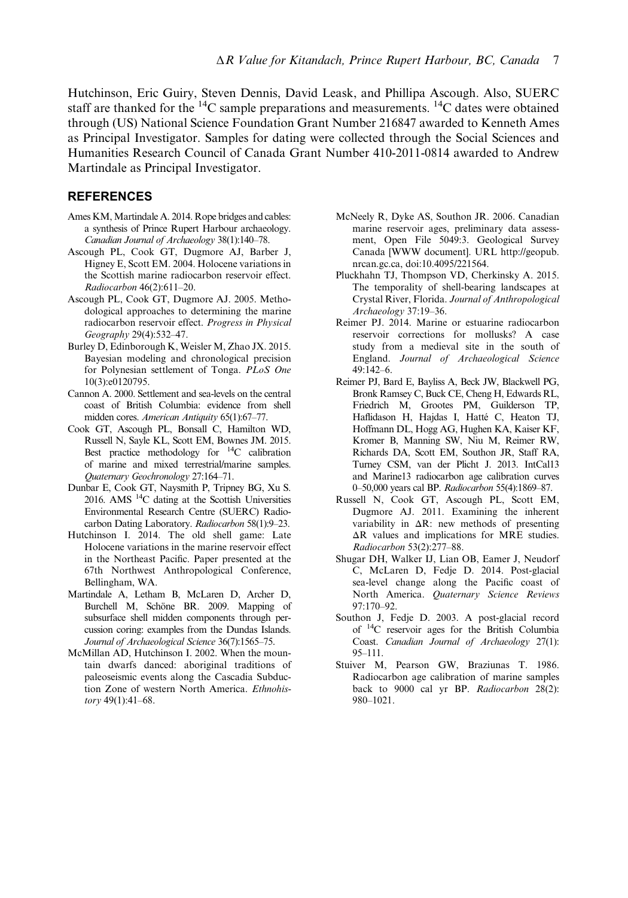Hutchinson, Eric Guiry, Steven Dennis, David Leask, and Phillipa Ascough. Also, SUERC staff are thanked for the $^{14}C$ sample preparations and measurements. $^{14}C$ dates were obtained through (US) National Science Foundation Grant Number 216847 awarded to Kenneth Ames as Principal Investigator. Samples for dating were collected through the Social Sciences and Humanities Research Council of Canada Grant Number 410-2011-0814 awarded to Andrew Martindale as Principal Investigator.

## REFERENCES

Ames KM, Martindale A. 2014. Rope bridges and cables: a synthesis of Prince Rupert Harbour archaeology. *Canadian Journal of Archaeology* 38(1):140–78.

Ascough PL, Cook GT, Dugmore AJ, Barber J, Higney E, Scott EM. 2004. Holocene variations in the Scottish marine radiocarbon reservoir effect. *Radiocarbon* 46(2):611–20.

Ascough PL, Cook GT, Dugmore AJ. 2005. Methodological approaches to determining the marine radiocarbon reservoir effect. *Progress in Physical Geography* 29(4):532–47.

Burley D, Edinborough K, Weisler M, Zhao JX. 2015. Bayesian modeling and chronological precision for Polynesian settlement of Tonga. *PLoS One* 10(3):e0120795.

Cannon A. 2000. Settlement and sea-levels on the central coast of British Columbia: evidence from shell midden cores. *American Antiquity* 65(1):67–77.

Cook GT, Ascough PL, Bonsall C, Hamilton WD, Russell N, Sayle KL, Scott EM, Bownes JM. 2015. Best practice methodology for $^{14}C$ calibration of marine and mixed terrestrial/marine samples. *Quaternary Geochronology* 27:164–71.

Dunbar E, Cook GT, Naysmith P, Tripney BG, Xu S. 2016. AMS $^{14}C$ dating at the Scottish Universities Environmental Research Centre (SUERC) Radiocarbon Dating Laboratory. *Radiocarbon* 58(1):9–23.

Hutchinson I. 2014. The old shell game: Late Holocene variations in the marine reservoir effect in the Northeast Pacific. Paper presented at the 67th Northwest Anthropological Conference, Bellingham, WA.

Martindale A, Letham B, McLaren D, Archer D, Burchell M, Schöne BR. 2009. Mapping of subsurface shell midden components through percussion coring: examples from the Dundas Islands. *Journal of Archaeological Science* 36(7):1565–75.

McMillan AD, Hutchinson I. 2002. When the mountain dwarfs danced: aboriginal traditions of paleoseismic events along the Cascadia Subduction Zone of western North America. *Ethnohistory* 49(1):41–68.

McNeely R, Dyke AS, Southon JR. 2006. Canadian marine reservoir ages, preliminary data assessment, Open File 5049:3. Geological Survey Canada [WWW document]. URL http://geopub.nrcan.gc.ca, doi:10.4095/221564.

Pluckhahn TJ, Thompson VD, Cherkinsky A. 2015. The temporality of shell-bearing landscapes at Crystal River, Florida. *Journal of Anthropological Archaeology* 37:19–36.

Reimer PJ. 2014. Marine or estuarine radiocarbon reservoir corrections for mollusks? A case study from a medieval site in the south of England. *Journal of Archaeological Science* 49:142–6.

Reimer PJ, Bard E, Bayliss A, Beck JW, Blackwell PG, Bronk Ramsey C, Buck CE, Cheng H, Edwards RL, Friedrich M, Grootes PM, Guilderson TP, Haflidason H, Hajdas I, Hatté C, Heaton TJ, Hoffmann DL, Hogg AG, Hughen KA, Kaiser KF, Kromer B, Manning SW, Niu M, Reimer RW, Richards DA, Scott EM, Southon JR, Staff RA, Turney CSM, van der Plicht J. 2013. IntCal13 and Marine13 radiocarbon age calibration curves 0–50,000 years cal BP. *Radiocarbon* 55(4):1869–87.

Russell N, Cook GT, Ascough PL, Scott EM, Dugmore AJ. 2011. Examining the inherent variability in $\Delta R$: new methods of presenting $\Delta R$ values and implications for MRE studies. *Radiocarbon* 53(2):277–88.

Shugar DH, Walker IJ, Lian OB, Eamer J, Neudorf C, McLaren D, Fedje D. 2014. Post-glacial sea-level change along the Pacific coast of North America. *Quaternary Science Reviews* 97:170–92.

Southon J, Fedje D. 2003. A post-glacial record of $^{14}C$ reservoir ages for the British Columbia Coast. *Canadian Journal of Archaeology* 27(1): 95–111.

Stuiver M, Pearson GW, Braziunas T. 1986. Radiocarbon age calibration of marine samples back to 9000 cal yr BP. *Radiocarbon* 28(2): 980–1021.